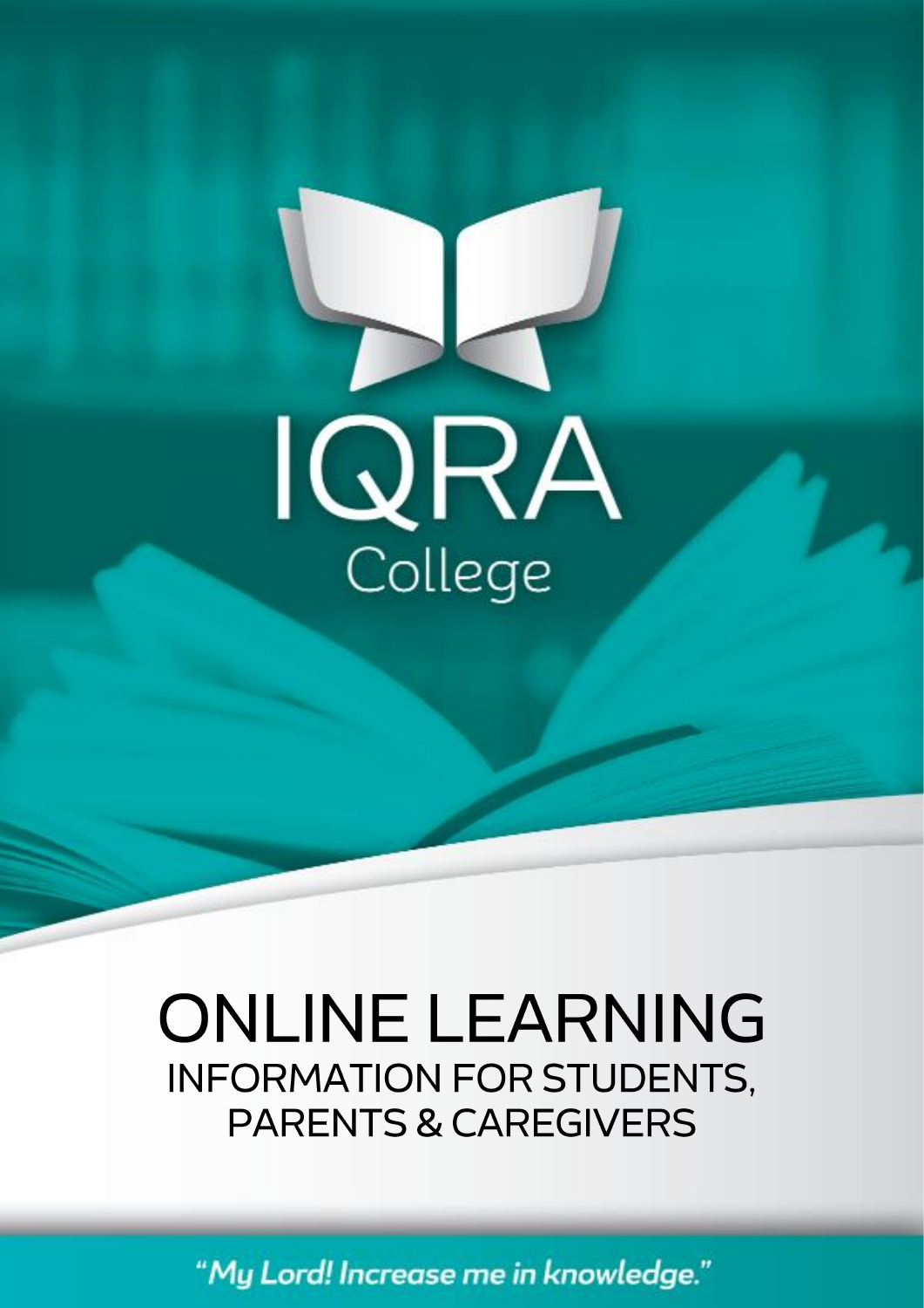# IQRA College

# ONLINE LEARNING

## INFORMATION FOR STUDENTS, PARENTS & CAREGIVERS

*"My Lord! Increase me in knowledge."*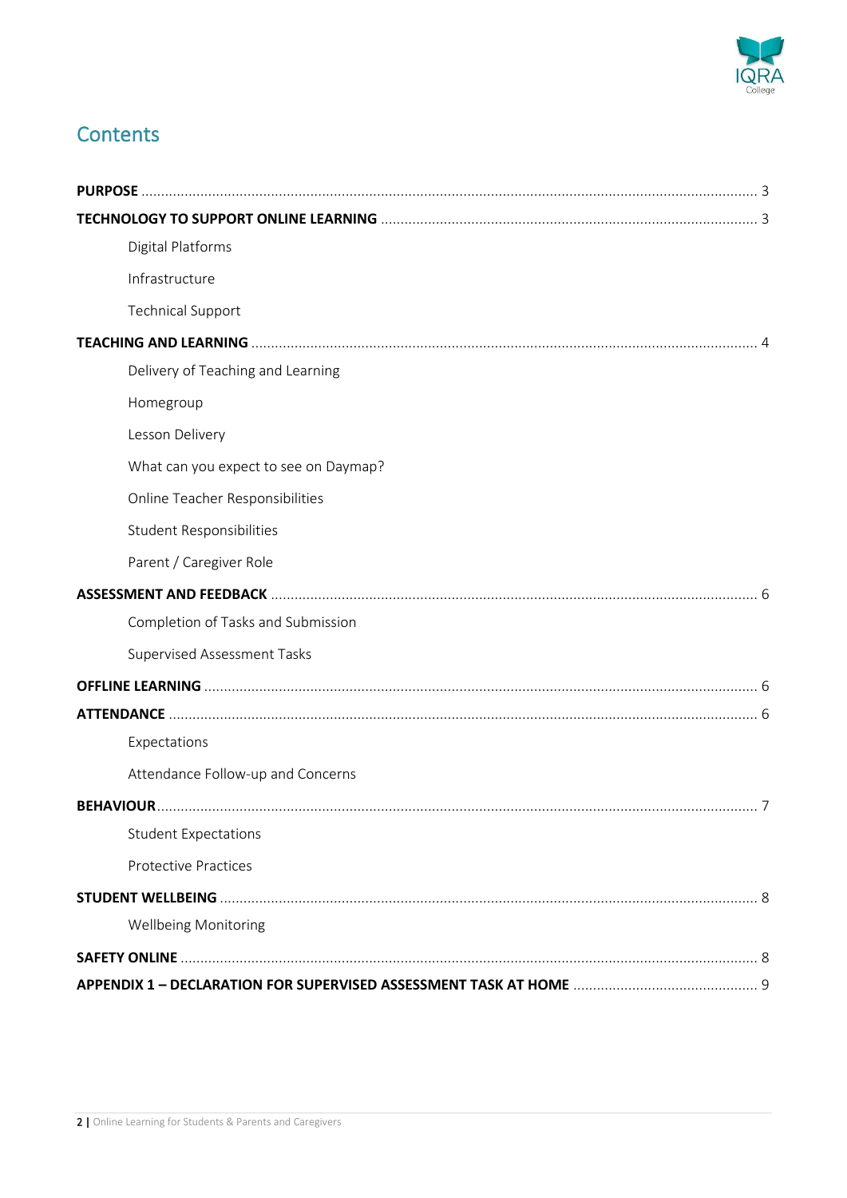## Contents

**PURPOSE** ........ 3

**TECHNOLOGY TO SUPPORT ONLINE LEARNING** ........ 3

- Digital Platforms
- Infrastructure
- Technical Support

**TEACHING AND LEARNING** ........ 4

- Delivery of Teaching and Learning
- Homegroup
- Lesson Delivery
- What can you expect to see on Daymap?
- Online Teacher Responsibilities
- Student Responsibilities
- Parent / Caregiver Role

**ASSESSMENT AND FEEDBACK** ........ 6

- Completion of Tasks and Submission
- Supervised Assessment Tasks

**OFFLINE LEARNING** ........ 6

**ATTENDANCE** ........ 6

- Expectations
- Attendance Follow-up and Concerns

**BEHAVIOUR** ........ 7

- Student Expectations
- Protective Practices

**STUDENT WELLBEING** ........ 8

- Wellbeing Monitoring

**SAFETY ONLINE** ........ 8

**APPENDIX 1 – DECLARATION FOR SUPERVISED ASSESSMENT TASK AT HOME** ........ 9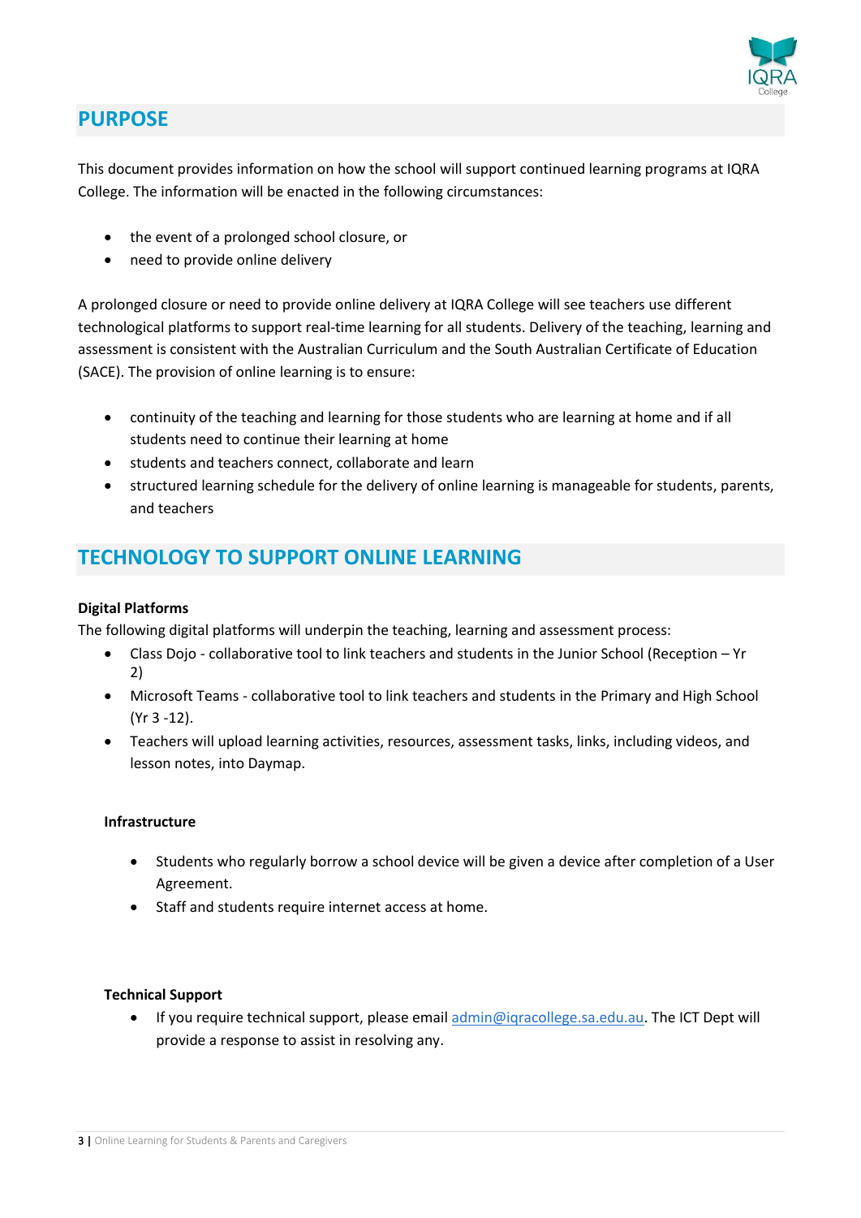## PURPOSE

This document provides information on how the school will support continued learning programs at IQRA College. The information will be enacted in the following circumstances:

- the event of a prolonged school closure, or
- need to provide online delivery

A prolonged closure or need to provide online delivery at IQRA College will see teachers use different technological platforms to support real-time learning for all students. Delivery of the teaching, learning and assessment is consistent with the Australian Curriculum and the South Australian Certificate of Education (SACE). The provision of online learning is to ensure:

- continuity of the teaching and learning for those students who are learning at home and if all students need to continue their learning at home
- students and teachers connect, collaborate and learn
- structured learning schedule for the delivery of online learning is manageable for students, parents, and teachers

## TECHNOLOGY TO SUPPORT ONLINE LEARNING

**Digital Platforms**

The following digital platforms will underpin the teaching, learning and assessment process:

- Class Dojo - collaborative tool to link teachers and students in the Junior School (Reception – Yr 2)
- Microsoft Teams - collaborative tool to link teachers and students in the Primary and High School (Yr 3 -12).
- Teachers will upload learning activities, resources, assessment tasks, links, including videos, and lesson notes, into Daymap.

**Infrastructure**

- Students who regularly borrow a school device will be given a device after completion of a User Agreement.
- Staff and students require internet access at home.

**Technical Support**

- If you require technical support, please email admin@iqracollege.sa.edu.au. The ICT Dept will provide a response to assist in resolving any.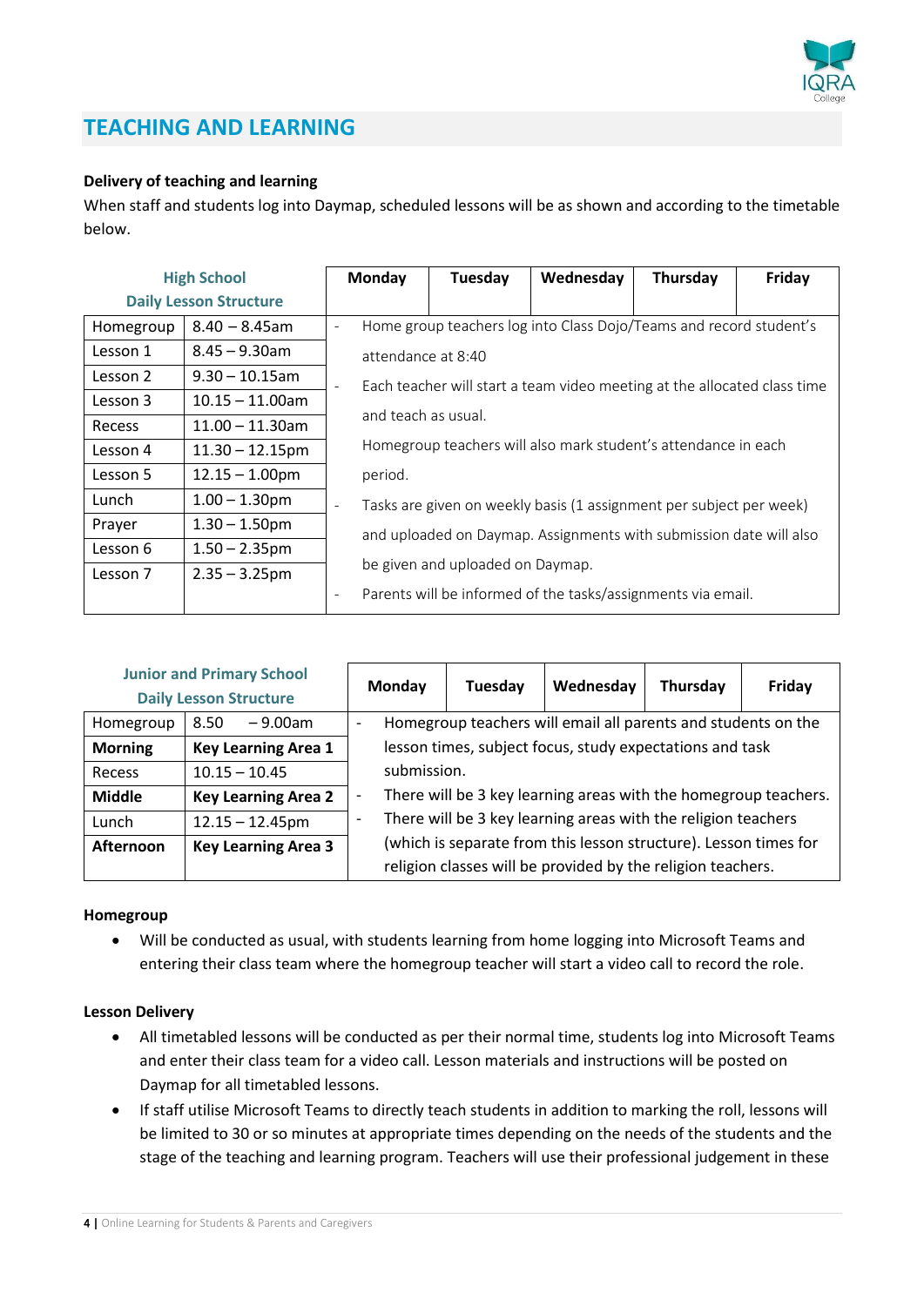## TEACHING AND LEARNING

**Delivery of teaching and learning**

When staff and students log into Daymap, scheduled lessons will be as shown and according to the timetable below.

| High School Daily Lesson Structure | | Monday | Tuesday | Wednesday | Thursday | Friday |
|---|---|---|---|---|---|---|
| Homegroup | 8.40 – 8.45am | - Home group teachers log into Class Dojo/Teams and record student's attendance at 8:40<br>- Each teacher will start a team video meeting at the allocated class time and teach as usual. Homegroup teachers will also mark student's attendance in each period.<br>- Tasks are given on weekly basis (1 assignment per subject per week) and uploaded on Daymap. Assignments with submission date will also be given and uploaded on Daymap.<br>- Parents will be informed of the tasks/assignments via email. | | | | |
| Lesson 1 | 8.45 – 9.30am | | | | | |
| Lesson 2 | 9.30 – 10.15am | | | | | |
| Lesson 3 | 10.15 – 11.00am | | | | | |
| Recess | 11.00 – 11.30am | | | | | |
| Lesson 4 | 11.30 – 12.15pm | | | | | |
| Lesson 5 | 12.15 – 1.00pm | | | | | |
| Lunch | 1.00 – 1.30pm | | | | | |
| Prayer | 1.30 – 1.50pm | | | | | |
| Lesson 6 | 1.50 – 2.35pm | | | | | |
| Lesson 7 | 2.35 – 3.25pm | | | | | |

| Junior and Primary School Daily Lesson Structure | | Monday | Tuesday | Wednesday | Thursday | Friday |
|---|---|---|---|---|---|---|
| Homegroup | 8.50 – 9.00am | - Homegroup teachers will email all parents and students on the lesson times, subject focus, study expectations and task submission.<br>- There will be 3 key learning areas with the homegroup teachers.<br>- There will be 3 key learning areas with the religion teachers (which is separate from this lesson structure). Lesson times for religion classes will be provided by the religion teachers. | | | | |
| **Morning** | **Key Learning Area 1** | | | | | |
| Recess | 10.15 – 10.45 | | | | | |
| **Middle** | **Key Learning Area 2** | | | | | |
| Lunch | 12.15 – 12.45pm | | | | | |
| **Afternoon** | **Key Learning Area 3** | | | | | |

**Homegroup**

- Will be conducted as usual, with students learning from home logging into Microsoft Teams and entering their class team where the homegroup teacher will start a video call to record the role.

**Lesson Delivery**

- All timetabled lessons will be conducted as per their normal time, students log into Microsoft Teams and enter their class team for a video call. Lesson materials and instructions will be posted on Daymap for all timetabled lessons.
- If staff utilise Microsoft Teams to directly teach students in addition to marking the roll, lessons will be limited to 30 or so minutes at appropriate times depending on the needs of the students and the stage of the teaching and learning program. Teachers will use their professional judgement in these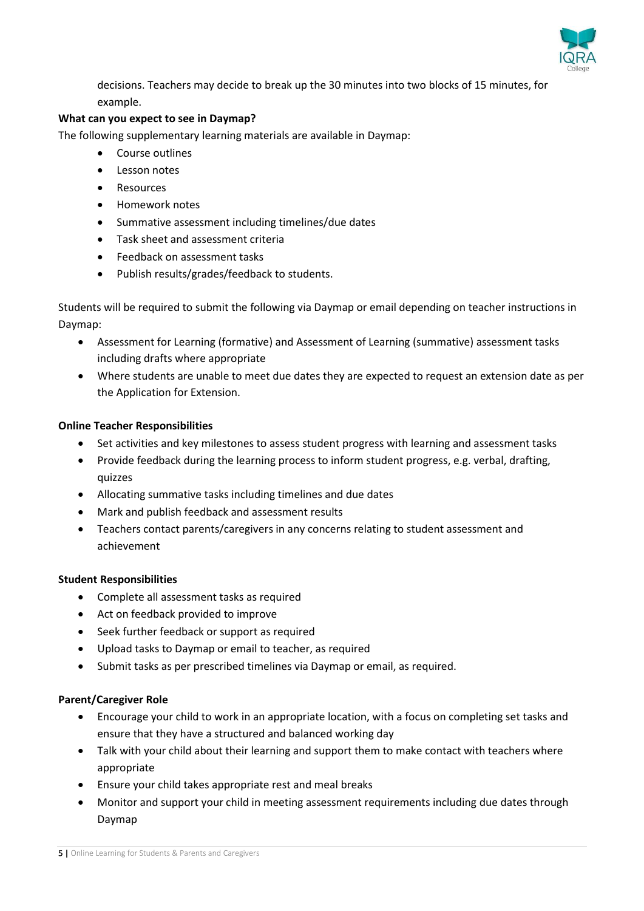decisions. Teachers may decide to break up the 30 minutes into two blocks of 15 minutes, for example.

**What can you expect to see in Daymap?**

The following supplementary learning materials are available in Daymap:

- Course outlines
- Lesson notes
- Resources
- Homework notes
- Summative assessment including timelines/due dates
- Task sheet and assessment criteria
- Feedback on assessment tasks
- Publish results/grades/feedback to students.

Students will be required to submit the following via Daymap or email depending on teacher instructions in Daymap:

- Assessment for Learning (formative) and Assessment of Learning (summative) assessment tasks including drafts where appropriate
- Where students are unable to meet due dates they are expected to request an extension date as per the Application for Extension.

**Online Teacher Responsibilities**

- Set activities and key milestones to assess student progress with learning and assessment tasks
- Provide feedback during the learning process to inform student progress, e.g. verbal, drafting, quizzes
- Allocating summative tasks including timelines and due dates
- Mark and publish feedback and assessment results
- Teachers contact parents/caregivers in any concerns relating to student assessment and achievement

**Student Responsibilities**

- Complete all assessment tasks as required
- Act on feedback provided to improve
- Seek further feedback or support as required
- Upload tasks to Daymap or email to teacher, as required
- Submit tasks as per prescribed timelines via Daymap or email, as required.

**Parent/Caregiver Role**

- Encourage your child to work in an appropriate location, with a focus on completing set tasks and ensure that they have a structured and balanced working day
- Talk with your child about their learning and support them to make contact with teachers where appropriate
- Ensure your child takes appropriate rest and meal breaks
- Monitor and support your child in meeting assessment requirements including due dates through Daymap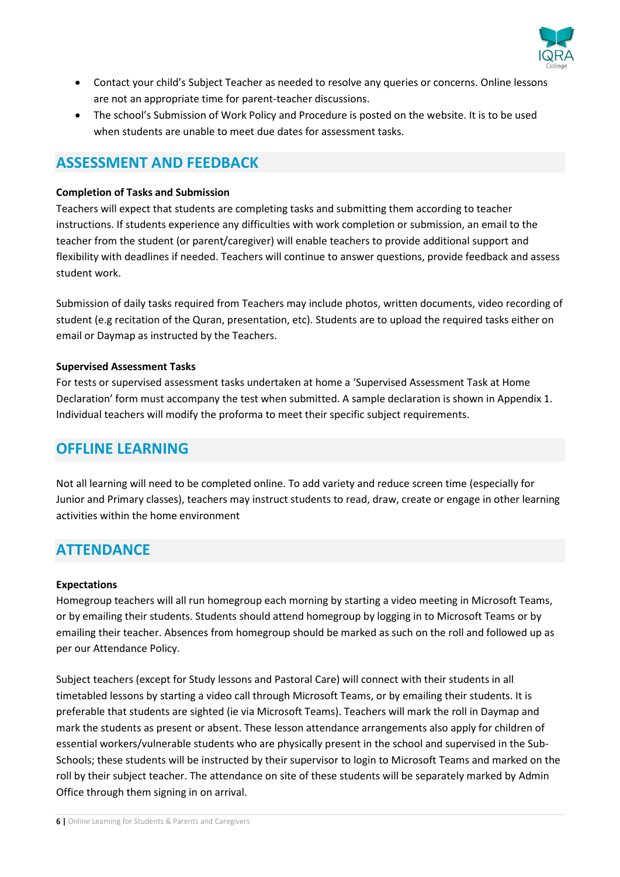- Contact your child's Subject Teacher as needed to resolve any queries or concerns. Online lessons are not an appropriate time for parent-teacher discussions.
- The school's Submission of Work Policy and Procedure is posted on the website. It is to be used when students are unable to meet due dates for assessment tasks.

## ASSESSMENT AND FEEDBACK

**Completion of Tasks and Submission**

Teachers will expect that students are completing tasks and submitting them according to teacher instructions. If students experience any difficulties with work completion or submission, an email to the teacher from the student (or parent/caregiver) will enable teachers to provide additional support and flexibility with deadlines if needed. Teachers will continue to answer questions, provide feedback and assess student work.

Submission of daily tasks required from Teachers may include photos, written documents, video recording of student (e.g recitation of the Quran, presentation, etc). Students are to upload the required tasks either on email or Daymap as instructed by the Teachers.

**Supervised Assessment Tasks**

For tests or supervised assessment tasks undertaken at home a 'Supervised Assessment Task at Home Declaration' form must accompany the test when submitted. A sample declaration is shown in Appendix 1. Individual teachers will modify the proforma to meet their specific subject requirements.

## OFFLINE LEARNING

Not all learning will need to be completed online. To add variety and reduce screen time (especially for Junior and Primary classes), teachers may instruct students to read, draw, create or engage in other learning activities within the home environment

## ATTENDANCE

**Expectations**

Homegroup teachers will all run homegroup each morning by starting a video meeting in Microsoft Teams, or by emailing their students. Students should attend homegroup by logging in to Microsoft Teams or by emailing their teacher. Absences from homegroup should be marked as such on the roll and followed up as per our Attendance Policy.

Subject teachers (except for Study lessons and Pastoral Care) will connect with their students in all timetabled lessons by starting a video call through Microsoft Teams, or by emailing their students. It is preferable that students are sighted (ie via Microsoft Teams). Teachers will mark the roll in Daymap and mark the students as present or absent. These lesson attendance arrangements also apply for children of essential workers/vulnerable students who are physically present in the school and supervised in the Sub-Schools; these students will be instructed by their supervisor to login to Microsoft Teams and marked on the roll by their subject teacher. The attendance on site of these students will be separately marked by Admin Office through them signing in on arrival.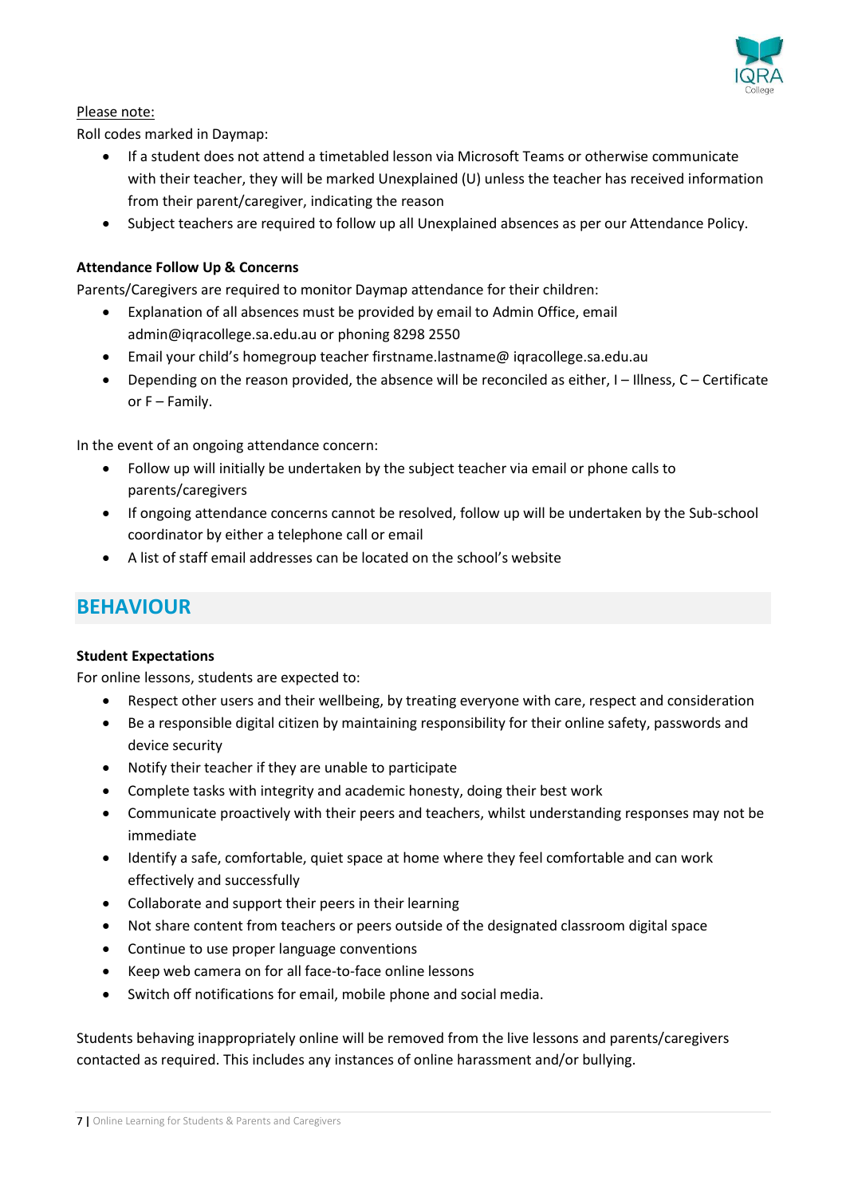Please note:

Roll codes marked in Daymap:

- If a student does not attend a timetabled lesson via Microsoft Teams or otherwise communicate with their teacher, they will be marked Unexplained (U) unless the teacher has received information from their parent/caregiver, indicating the reason
- Subject teachers are required to follow up all Unexplained absences as per our Attendance Policy.

**Attendance Follow Up & Concerns**

Parents/Caregivers are required to monitor Daymap attendance for their children:

- Explanation of all absences must be provided by email to Admin Office, email admin@iqracollege.sa.edu.au or phoning 8298 2550
- Email your child's homegroup teacher firstname.lastname@ iqracollege.sa.edu.au
- Depending on the reason provided, the absence will be reconciled as either, I – Illness, C – Certificate or F – Family.

In the event of an ongoing attendance concern:

- Follow up will initially be undertaken by the subject teacher via email or phone calls to parents/caregivers
- If ongoing attendance concerns cannot be resolved, follow up will be undertaken by the Sub-school coordinator by either a telephone call or email
- A list of staff email addresses can be located on the school's website

## BEHAVIOUR

**Student Expectations**

For online lessons, students are expected to:

- Respect other users and their wellbeing, by treating everyone with care, respect and consideration
- Be a responsible digital citizen by maintaining responsibility for their online safety, passwords and device security
- Notify their teacher if they are unable to participate
- Complete tasks with integrity and academic honesty, doing their best work
- Communicate proactively with their peers and teachers, whilst understanding responses may not be immediate
- Identify a safe, comfortable, quiet space at home where they feel comfortable and can work effectively and successfully
- Collaborate and support their peers in their learning
- Not share content from teachers or peers outside of the designated classroom digital space
- Continue to use proper language conventions
- Keep web camera on for all face-to-face online lessons
- Switch off notifications for email, mobile phone and social media.

Students behaving inappropriately online will be removed from the live lessons and parents/caregivers contacted as required. This includes any instances of online harassment and/or bullying.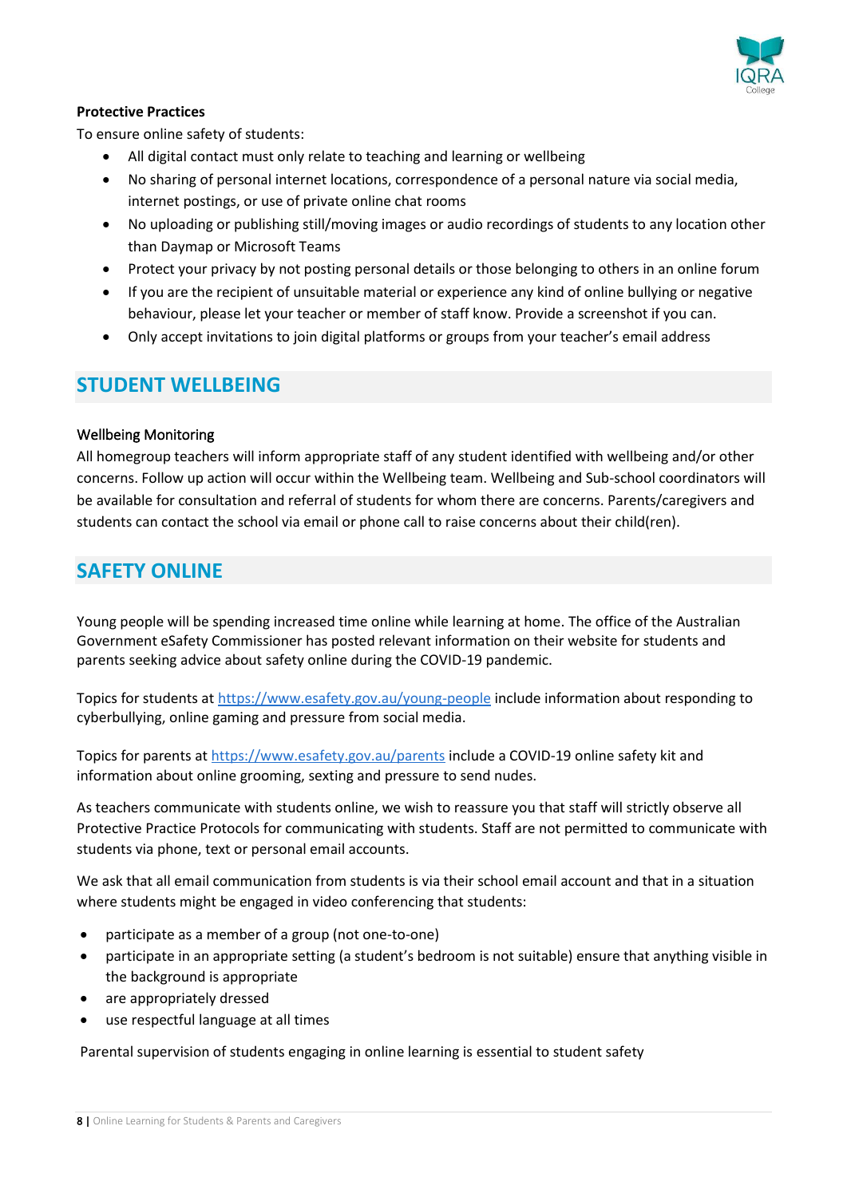**Protective Practices**

To ensure online safety of students:

- All digital contact must only relate to teaching and learning or wellbeing
- No sharing of personal internet locations, correspondence of a personal nature via social media, internet postings, or use of private online chat rooms
- No uploading or publishing still/moving images or audio recordings of students to any location other than Daymap or Microsoft Teams
- Protect your privacy by not posting personal details or those belonging to others in an online forum
- If you are the recipient of unsuitable material or experience any kind of online bullying or negative behaviour, please let your teacher or member of staff know. Provide a screenshot if you can.
- Only accept invitations to join digital platforms or groups from your teacher's email address

## STUDENT WELLBEING

### Wellbeing Monitoring

All homegroup teachers will inform appropriate staff of any student identified with wellbeing and/or other concerns. Follow up action will occur within the Wellbeing team. Wellbeing and Sub-school coordinators will be available for consultation and referral of students for whom there are concerns. Parents/caregivers and students can contact the school via email or phone call to raise concerns about their child(ren).

## SAFETY ONLINE

Young people will be spending increased time online while learning at home. The office of the Australian Government eSafety Commissioner has posted relevant information on their website for students and parents seeking advice about safety online during the COVID-19 pandemic.

Topics for students at [https://www.esafety.gov.au/young-people](https://www.esafety.gov.au/young-people) include information about responding to cyberbullying, online gaming and pressure from social media.

Topics for parents at [https://www.esafety.gov.au/parents](https://www.esafety.gov.au/parents) include a COVID-19 online safety kit and information about online grooming, sexting and pressure to send nudes.

As teachers communicate with students online, we wish to reassure you that staff will strictly observe all Protective Practice Protocols for communicating with students. Staff are not permitted to communicate with students via phone, text or personal email accounts.

We ask that all email communication from students is via their school email account and that in a situation where students might be engaged in video conferencing that students:

- participate as a member of a group (not one-to-one)
- participate in an appropriate setting (a student's bedroom is not suitable) ensure that anything visible in the background is appropriate
- are appropriately dressed
- use respectful language at all times

Parental supervision of students engaging in online learning is essential to student safety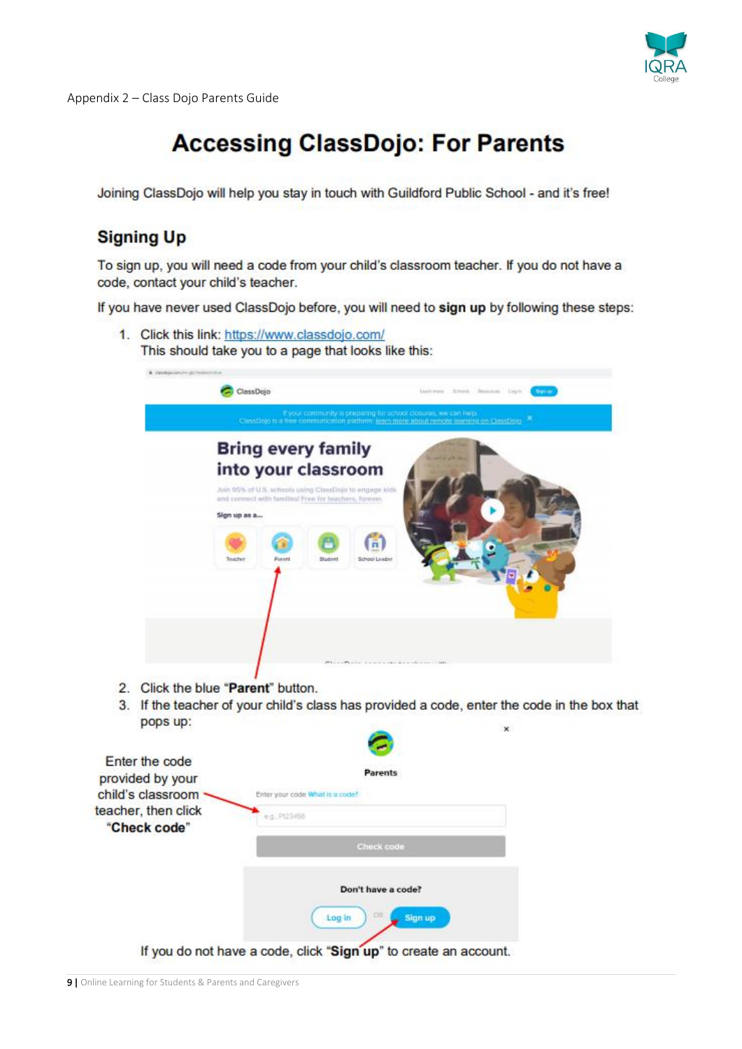Appendix 2 – Class Dojo Parents Guide

# Accessing ClassDojo: For Parents

Joining ClassDojo will help you stay in touch with Guildford Public School - and it's free!

## Signing Up

To sign up, you will need a code from your child's classroom teacher. If you do not have a code, contact your child's teacher.

If you have never used ClassDojo before, you will need to **sign up** by following these steps:

1. Click this link: https://www.classdojo.com/
   This should take you to a page that looks like this:
2. Click the blue "**Parent**" button.
3. If the teacher of your child's class has provided a code, enter the code in the box that pops up:

Enter the code provided by your child's classroom teacher, then click "**Check code**"

If you do not have a code, click "**Sign up**" to create an account.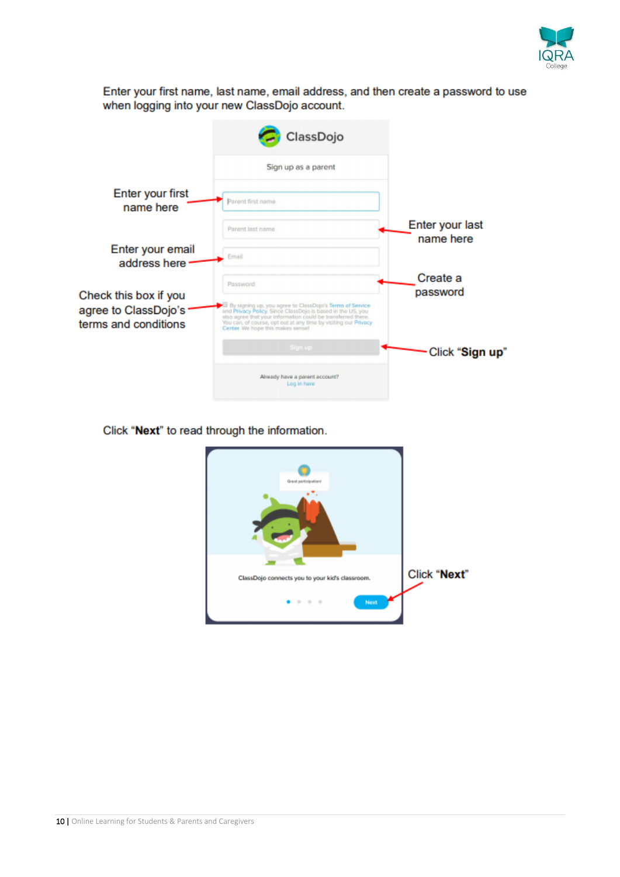Enter your first name, last name, email address, and then create a password to use when logging into your new ClassDojo account.

Enter your first name here

Enter your last name here

Enter your email address here

Create a password

Check this box if you agree to ClassDojo's terms and conditions

Click "**Sign up**"

Click "**Next**" to read through the information.

Click "**Next**"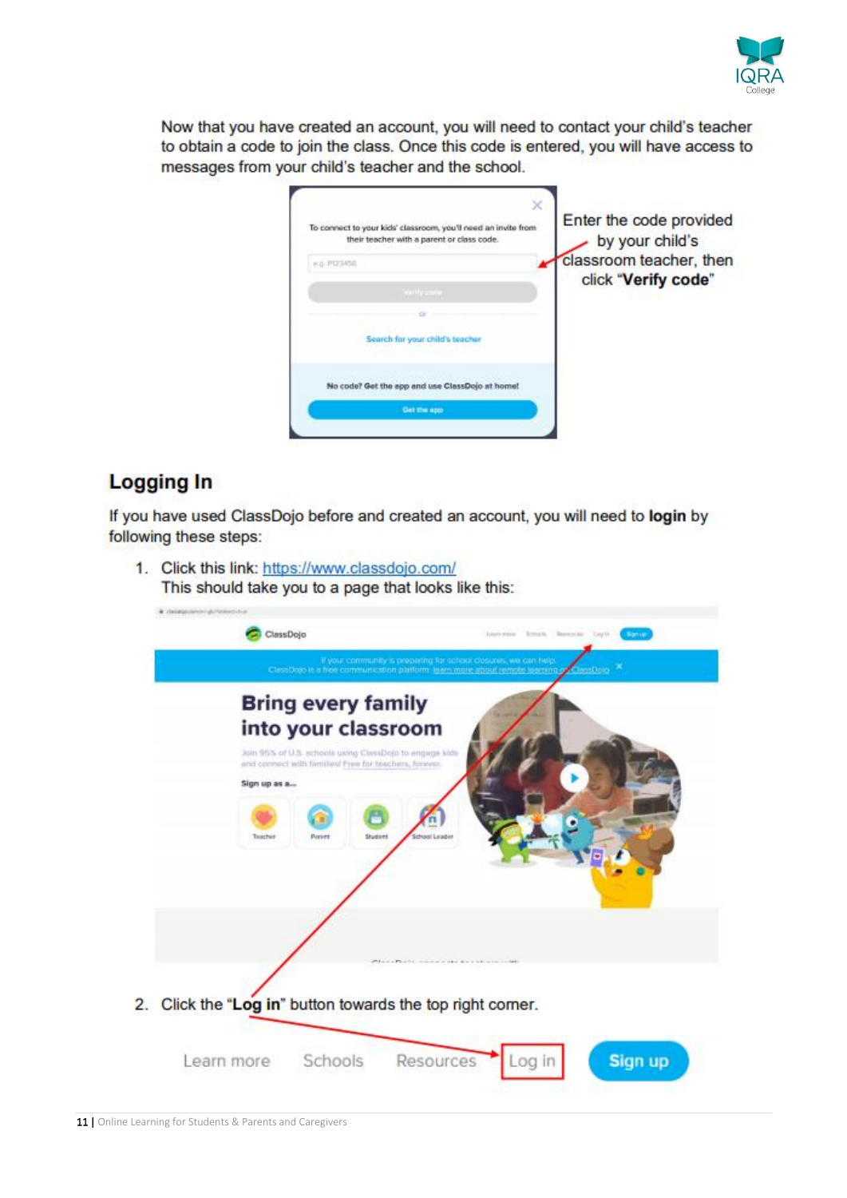Now that you have created an account, you will need to contact your child's teacher to obtain a code to join the class. Once this code is entered, you will have access to messages from your child's teacher and the school.

Enter the code provided by your child's classroom teacher, then click "**Verify code**"

## Logging In

If you have used ClassDojo before and created an account, you will need to **login** by following these steps:

1. Click this link: [https://www.classdojo.com/](https://www.classdojo.com/)
   This should take you to a page that looks like this:

2. Click the "**Log in**" button towards the top right corner.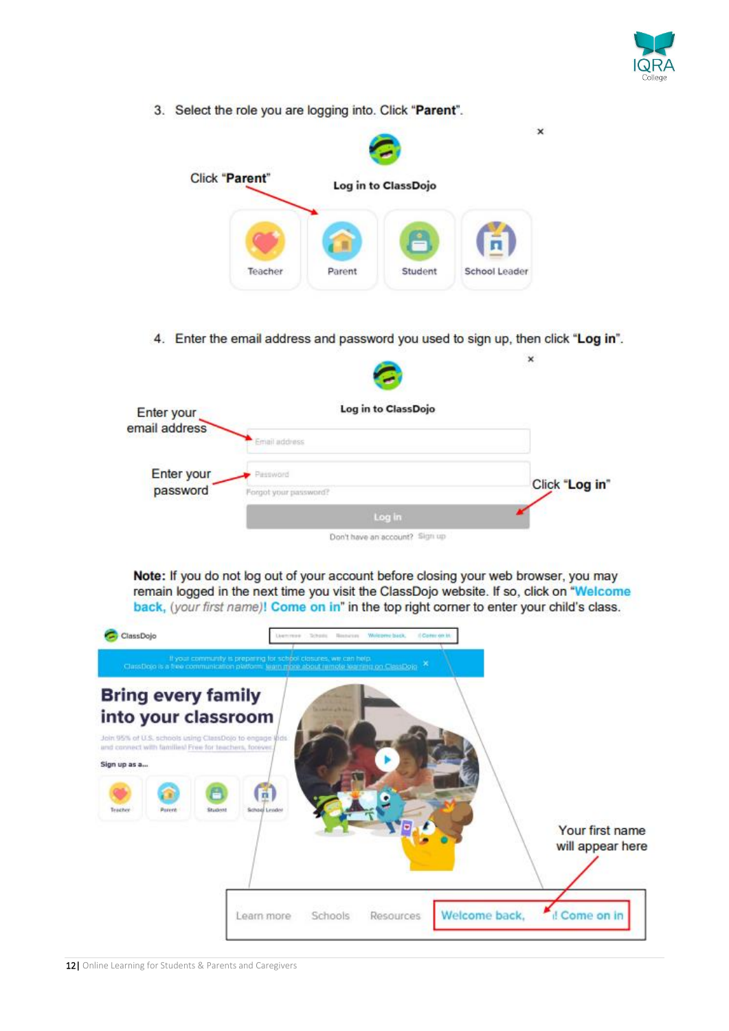3. Select the role you are logging into. Click "**Parent**".

Click "**Parent**"

**Log in to ClassDojo**

Teacher | Parent | Student | School Leader

4. Enter the email address and password you used to sign up, then click "**Log in**".

**Log in to ClassDojo**

Enter your email address

Email address

Enter your password

Password

Forgot your password?

Log in

Click "**Log in**"

Don't have an account? Sign up

**Note:** If you do not log out of your account before closing your web browser, you may remain logged in the next time you visit the ClassDojo website. If so, click on "**Welcome back,** (*your first name*)! **Come on in**" in the top right corner to enter your child's class.

ClassDojo

If your community is preparing for school closures, we can help. ClassDojo is a free communication platform: learn more about remote learning on ClassDojo

**Bring every family into your classroom**

Join 95% of U.S. schools using ClassDojo to engage kids and connect with families! Free for teachers, forever.

**Sign up as a...**

Teacher | Parent | Student | School Leader

Your first name will appear here

Learn more | Schools | Resources | Welcome back, ! Come on in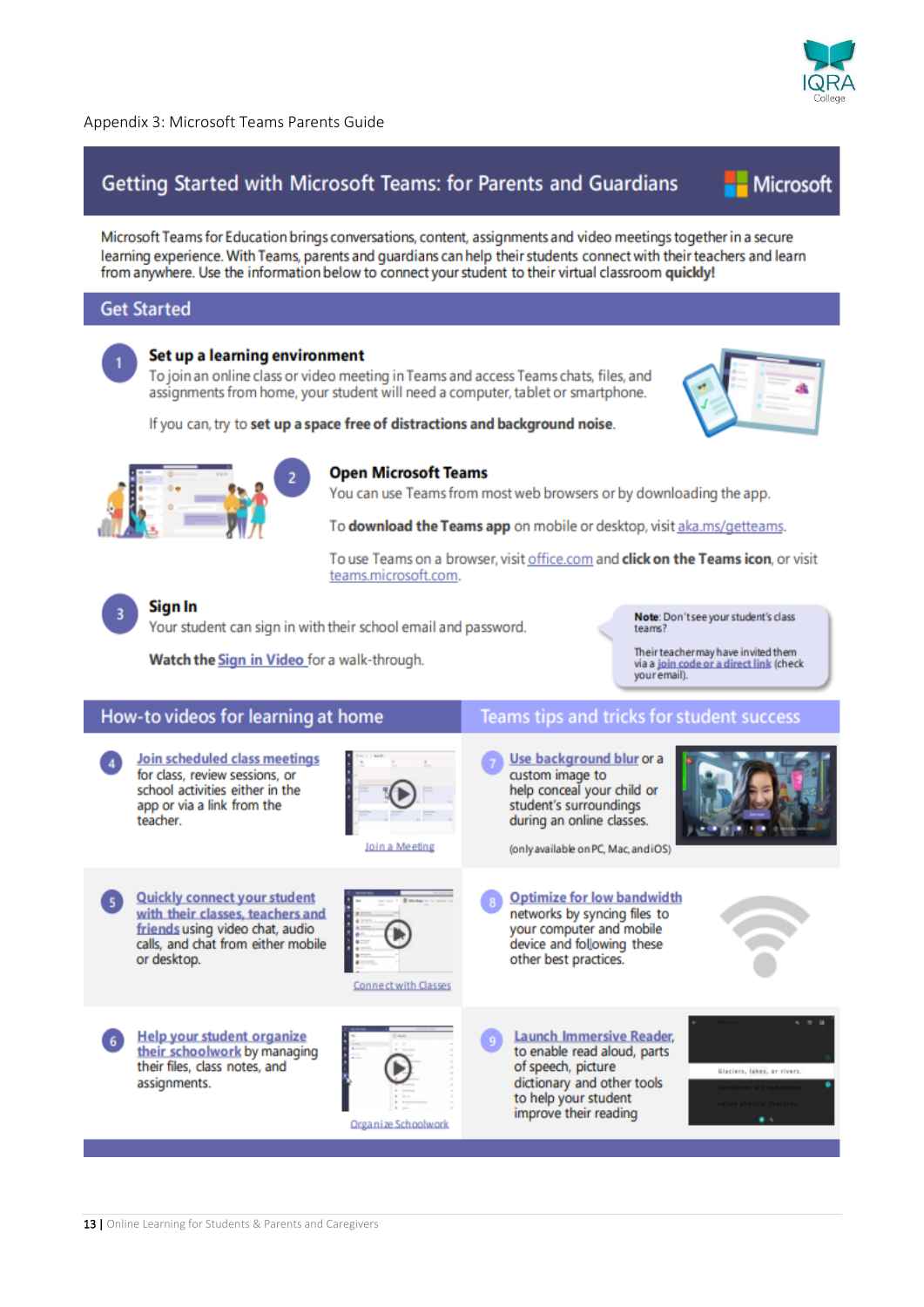Appendix 3: Microsoft Teams Parents Guide

# Getting Started with Microsoft Teams: for Parents and Guardians

Microsoft Teams for Education brings conversations, content, assignments and video meetings together in a secure learning experience. With Teams, parents and guardians can help their students connect with their teachers and learn from anywhere. Use the information below to connect your student to their virtual classroom **quickly!**

## Get Started

### 1 Set up a learning environment

To join an online class or video meeting in Teams and access Teams chats, files, and assignments from home, your student will need a computer, tablet or smartphone.

If you can, try to **set up a space free of distractions and background noise**.

### 2 Open Microsoft Teams

You can use Teams from most web browsers or by downloading the app.

To **download the Teams app** on mobile or desktop, visit aka.ms/getteams.

To use Teams on a browser, visit office.com and **click on the Teams icon**, or visit teams.microsoft.com.

### 3 Sign In

Your student can sign in with their school email and password.

**Watch the Sign in Video** for a walk-through.

**Note**: Don't see your student's class teams?

Their teacher may have invited them via a join code or a direct link (check your email).

## How-to videos for learning at home

4. **Join scheduled class meetings** for class, review sessions, or school activities either in the app or via a link from the teacher.
   Join a Meeting

5. **Quickly connect your student with their classes, teachers and friends** using video chat, audio calls, and chat from either mobile or desktop.
   Connect with Classes

6. **Help your student organize their schoolwork** by managing their files, class notes, and assignments.
   Organize Schoolwork

## Teams tips and tricks for student success

7. **Use background blur** or a custom image to help conceal your child or student's surroundings during an online classes.
   (only available on PC, Mac, and iOS)

8. **Optimize for low bandwidth** networks by syncing files to your computer and mobile device and following these other best practices.

9. **Launch Immersive Reader**, to enable read aloud, parts of speech, picture dictionary and other tools to help your student improve their reading